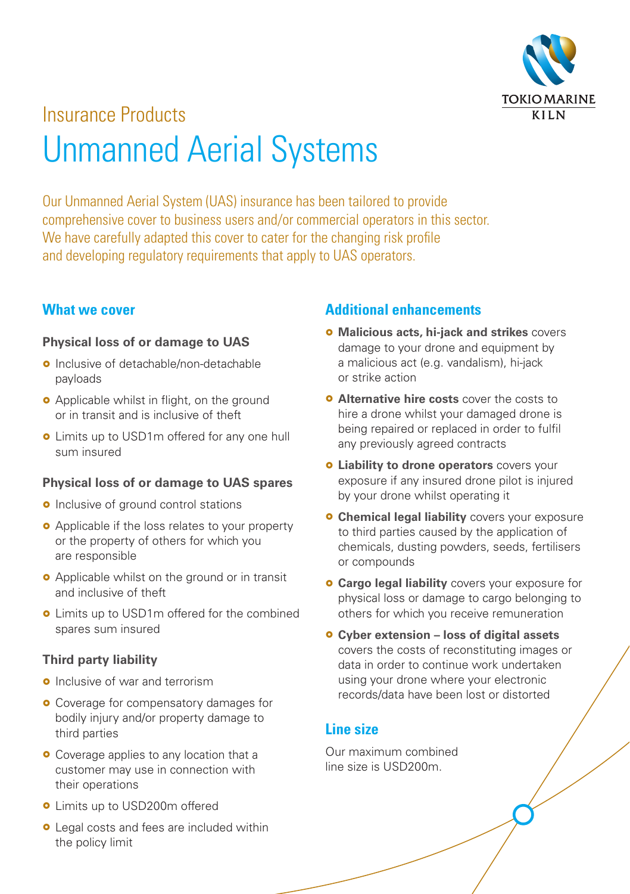TOKIO MARINE KILN

Insurance Products

# Unmanned Aerial Systems

Our Unmanned Aerial System (UAS) insurance has been tailored to provide comprehensive cover to business users and/or commercial operators in this sector. We have carefully adapted this cover to cater for the changing risk profile and developing regulatory requirements that apply to UAS operators.

## What we cover

### Physical loss of or damage to UAS

- Inclusive of detachable/non-detachable payloads
- Applicable whilst in flight, on the ground or in transit and is inclusive of theft
- Limits up to USD1m offered for any one hull sum insured

### Physical loss of or damage to UAS spares

- Inclusive of ground control stations
- Applicable if the loss relates to your property or the property of others for which you are responsible
- Applicable whilst on the ground or in transit and inclusive of theft
- Limits up to USD1m offered for the combined spares sum insured

### Third party liability

- Inclusive of war and terrorism
- Coverage for compensatory damages for bodily injury and/or property damage to third parties
- Coverage applies to any location that a customer may use in connection with their operations
- Limits up to USD200m offered
- Legal costs and fees are included within the policy limit

## Additional enhancements

- **Malicious acts, hi-jack and strikes** covers damage to your drone and equipment by a malicious act (e.g. vandalism), hi-jack or strike action
- **Alternative hire costs** cover the costs to hire a drone whilst your damaged drone is being repaired or replaced in order to fulfil any previously agreed contracts
- **Liability to drone operators** covers your exposure if any insured drone pilot is injured by your drone whilst operating it
- **Chemical legal liability** covers your exposure to third parties caused by the application of chemicals, dusting powders, seeds, fertilisers or compounds
- **Cargo legal liability** covers your exposure for physical loss or damage to cargo belonging to others for which you receive remuneration
- **Cyber extension – loss of digital assets** covers the costs of reconstituting images or data in order to continue work undertaken using your drone where your electronic records/data have been lost or distorted

## Line size

Our maximum combined line size is USD200m.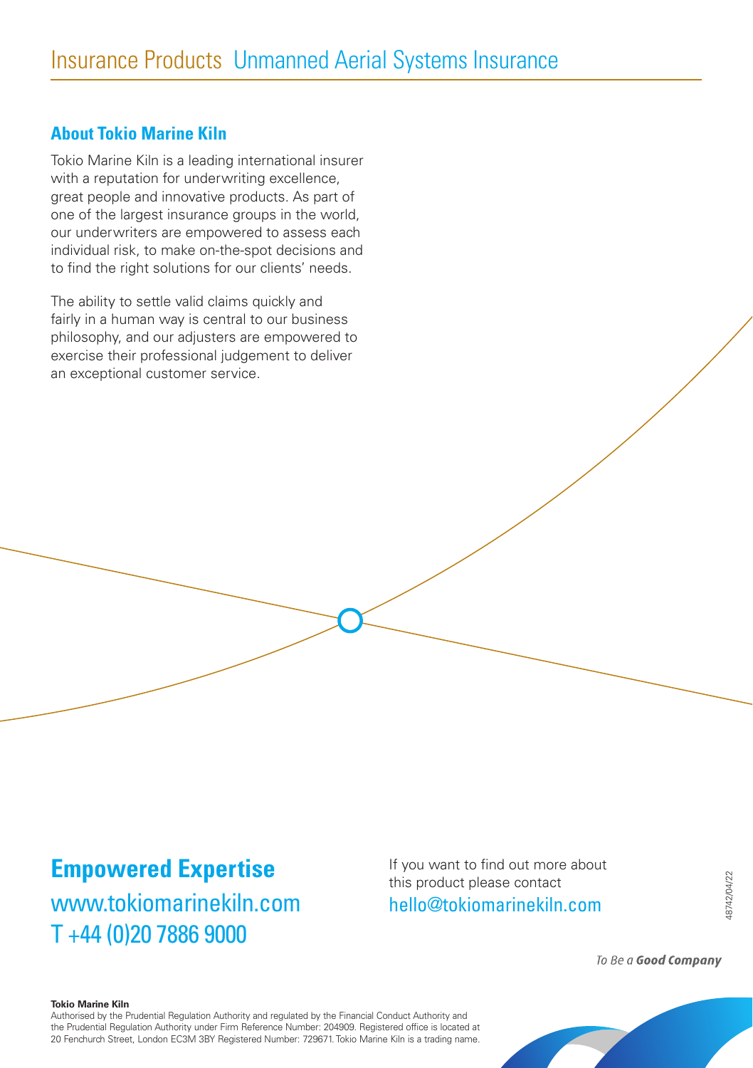# Insurance Products Unmanned Aerial Systems Insurance

## About Tokio Marine Kiln

Tokio Marine Kiln is a leading international insurer with a reputation for underwriting excellence, great people and innovative products. As part of one of the largest insurance groups in the world, our underwriters are empowered to assess each individual risk, to make on-the-spot decisions and to find the right solutions for our clients' needs.

The ability to settle valid claims quickly and fairly in a human way is central to our business philosophy, and our adjusters are empowered to exercise their professional judgement to deliver an exceptional customer service.

## Empowered Expertise

www.tokiomarinekiln.com
T +44 (0)20 7886 9000

If you want to find out more about this product please contact
hello@tokiomarinekiln.com

48742/04/22

*To Be a **Good Company***

**Tokio Marine Kiln**
Authorised by the Prudential Regulation Authority and regulated by the Financial Conduct Authority and the Prudential Regulation Authority under Firm Reference Number: 204909. Registered office is located at 20 Fenchurch Street, London EC3M 3BY Registered Number: 729671. Tokio Marine Kiln is a trading name.